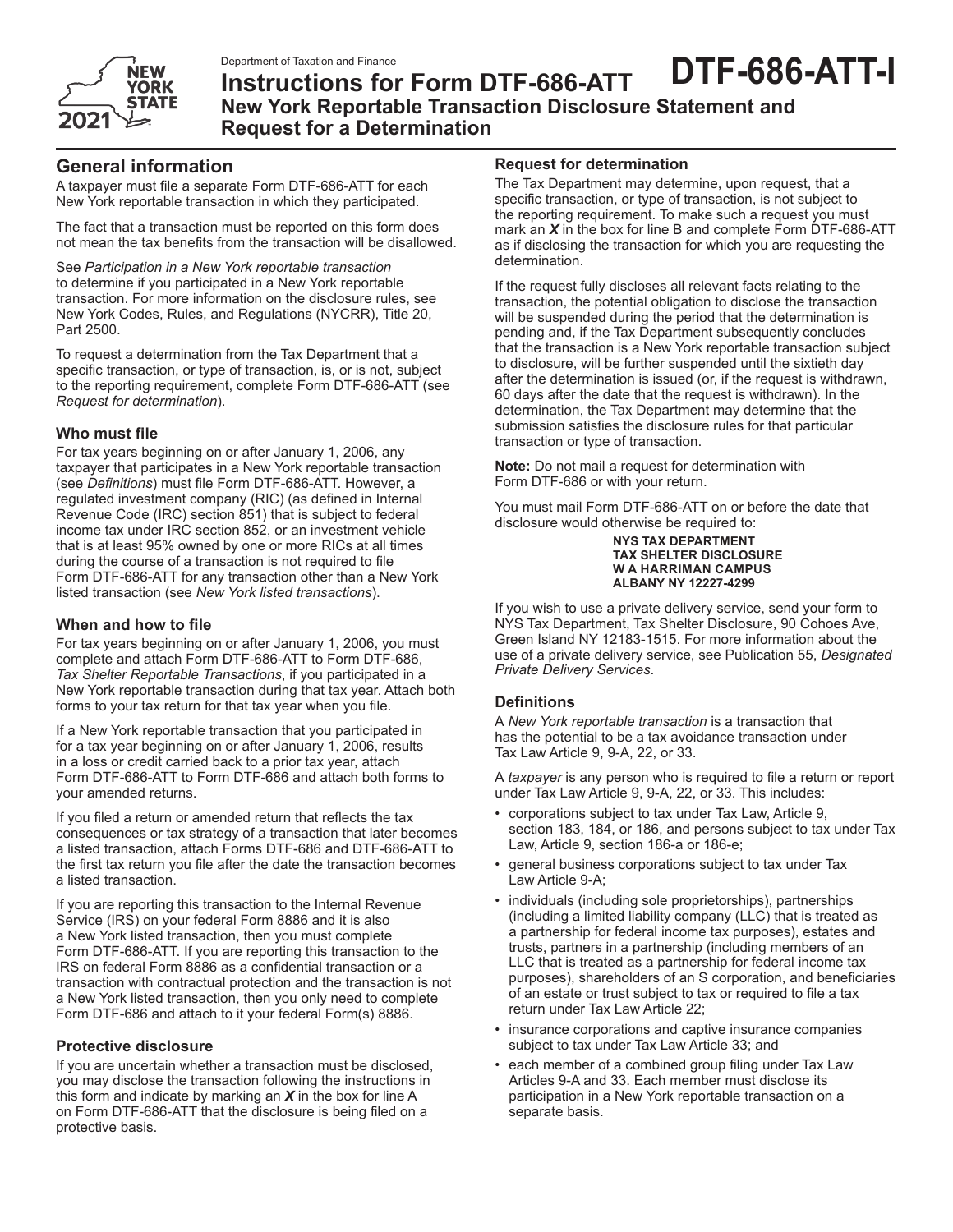Department of Taxation and Finance

# Instructions for Form DTF-686-ATT

# DTF-686-ATT-I

## New York Reportable Transaction Disclosure Statement and Request for a Determination

2021

## General information

A taxpayer must file a separate Form DTF-686-ATT for each New York reportable transaction in which they participated.

The fact that a transaction must be reported on this form does not mean the tax benefits from the transaction will be disallowed.

See *Participation in a New York reportable transaction* to determine if you participated in a New York reportable transaction. For more information on the disclosure rules, see New York Codes, Rules, and Regulations (NYCRR), Title 20, Part 2500.

To request a determination from the Tax Department that a specific transaction, or type of transaction, is, or is not, subject to the reporting requirement, complete Form DTF-686-ATT (see *Request for determination*).

### Who must file

For tax years beginning on or after January 1, 2006, any taxpayer that participates in a New York reportable transaction (see *Definitions*) must file Form DTF-686-ATT. However, a regulated investment company (RIC) (as defined in Internal Revenue Code (IRC) section 851) that is subject to federal income tax under IRC section 852, or an investment vehicle that is at least 95% owned by one or more RICs at all times during the course of a transaction is not required to file Form DTF-686-ATT for any transaction other than a New York listed transaction (see *New York listed transactions*).

### When and how to file

For tax years beginning on or after January 1, 2006, you must complete and attach Form DTF-686-ATT to Form DTF-686, *Tax Shelter Reportable Transactions*, if you participated in a New York reportable transaction during that tax year. Attach both forms to your tax return for that tax year when you file.

If a New York reportable transaction that you participated in for a tax year beginning on or after January 1, 2006, results in a loss or credit carried back to a prior tax year, attach Form DTF-686-ATT to Form DTF-686 and attach both forms to your amended returns.

If you filed a return or amended return that reflects the tax consequences or tax strategy of a transaction that later becomes a listed transaction, attach Forms DTF-686 and DTF-686-ATT to the first tax return you file after the date the transaction becomes a listed transaction.

If you are reporting this transaction to the Internal Revenue Service (IRS) on your federal Form 8886 and it is also a New York listed transaction, then you must complete Form DTF-686-ATT. If you are reporting this transaction to the IRS on federal Form 8886 as a confidential transaction or a transaction with contractual protection and the transaction is not a New York listed transaction, then you only need to complete Form DTF-686 and attach to it your federal Form(s) 8886.

### Protective disclosure

If you are uncertain whether a transaction must be disclosed, you may disclose the transaction following the instructions in this form and indicate by marking an ***X*** in the box for line A on Form DTF-686-ATT that the disclosure is being filed on a protective basis.

### Request for determination

The Tax Department may determine, upon request, that a specific transaction, or type of transaction, is not subject to the reporting requirement. To make such a request you must mark an ***X*** in the box for line B and complete Form DTF-686-ATT as if disclosing the transaction for which you are requesting the determination.

If the request fully discloses all relevant facts relating to the transaction, the potential obligation to disclose the transaction will be suspended during the period that the determination is pending and, if the Tax Department subsequently concludes that the transaction is a New York reportable transaction subject to disclosure, will be further suspended until the sixtieth day after the determination is issued (or, if the request is withdrawn, 60 days after the date that the request is withdrawn). In the determination, the Tax Department may determine that the submission satisfies the disclosure rules for that particular transaction or type of transaction.

**Note:** Do not mail a request for determination with Form DTF-686 or with your return.

You must mail Form DTF-686-ATT on or before the date that disclosure would otherwise be required to:

**NYS TAX DEPARTMENT**
**TAX SHELTER DISCLOSURE**
**W A HARRIMAN CAMPUS**
**ALBANY NY 12227-4299**

If you wish to use a private delivery service, send your form to NYS Tax Department, Tax Shelter Disclosure, 90 Cohoes Ave, Green Island NY 12183-1515. For more information about the use of a private delivery service, see Publication 55, *Designated Private Delivery Services*.

### Definitions

A *New York reportable transaction* is a transaction that has the potential to be a tax avoidance transaction under Tax Law Article 9, 9-A, 22, or 33.

A *taxpayer* is any person who is required to file a return or report under Tax Law Article 9, 9-A, 22, or 33. This includes:

- corporations subject to tax under Tax Law, Article 9, section 183, 184, or 186, and persons subject to tax under Tax Law, Article 9, section 186-a or 186-e;
- general business corporations subject to tax under Tax Law Article 9-A;
- individuals (including sole proprietorships), partnerships (including a limited liability company (LLC) that is treated as a partnership for federal income tax purposes), estates and trusts, partners in a partnership (including members of an LLC that is treated as a partnership for federal income tax purposes), shareholders of an S corporation, and beneficiaries of an estate or trust subject to tax or required to file a tax return under Tax Law Article 22;
- insurance corporations and captive insurance companies subject to tax under Tax Law Article 33; and
- each member of a combined group filing under Tax Law Articles 9-A and 33. Each member must disclose its participation in a New York reportable transaction on a separate basis.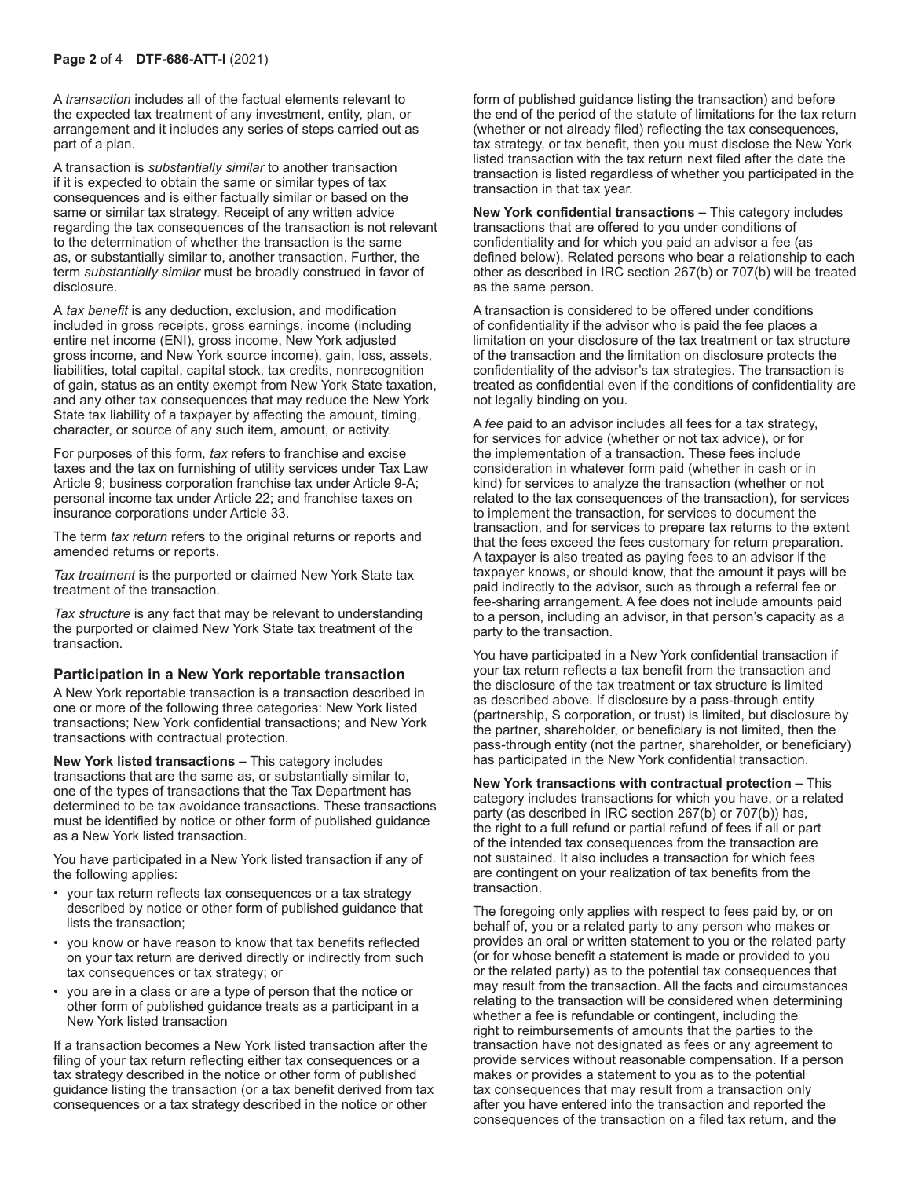A *transaction* includes all of the factual elements relevant to the expected tax treatment of any investment, entity, plan, or arrangement and it includes any series of steps carried out as part of a plan.

A transaction is *substantially similar* to another transaction if it is expected to obtain the same or similar types of tax consequences and is either factually similar or based on the same or similar tax strategy. Receipt of any written advice regarding the tax consequences of the transaction is not relevant to the determination of whether the transaction is the same as, or substantially similar to, another transaction. Further, the term *substantially similar* must be broadly construed in favor of disclosure.

A *tax benefit* is any deduction, exclusion, and modification included in gross receipts, gross earnings, income (including entire net income (ENI), gross income, New York adjusted gross income, and New York source income), gain, loss, assets, liabilities, total capital, capital stock, tax credits, nonrecognition of gain, status as an entity exempt from New York State taxation, and any other tax consequences that may reduce the New York State tax liability of a taxpayer by affecting the amount, timing, character, or source of any such item, amount, or activity.

For purposes of this form*, tax* refers to franchise and excise taxes and the tax on furnishing of utility services under Tax Law Article 9; business corporation franchise tax under Article 9-A; personal income tax under Article 22; and franchise taxes on insurance corporations under Article 33.

The term *tax return* refers to the original returns or reports and amended returns or reports.

*Tax treatment* is the purported or claimed New York State tax treatment of the transaction.

*Tax structure* is any fact that may be relevant to understanding the purported or claimed New York State tax treatment of the transaction.

### Participation in a New York reportable transaction

A New York reportable transaction is a transaction described in one or more of the following three categories: New York listed transactions; New York confidential transactions; and New York transactions with contractual protection.

**New York listed transactions –** This category includes transactions that are the same as, or substantially similar to, one of the types of transactions that the Tax Department has determined to be tax avoidance transactions. These transactions must be identified by notice or other form of published guidance as a New York listed transaction.

You have participated in a New York listed transaction if any of the following applies:

- your tax return reflects tax consequences or a tax strategy described by notice or other form of published guidance that lists the transaction;
- you know or have reason to know that tax benefits reflected on your tax return are derived directly or indirectly from such tax consequences or tax strategy; or
- you are in a class or are a type of person that the notice or other form of published guidance treats as a participant in a New York listed transaction

If a transaction becomes a New York listed transaction after the filing of your tax return reflecting either tax consequences or a tax strategy described in the notice or other form of published guidance listing the transaction (or a tax benefit derived from tax consequences or a tax strategy described in the notice or other form of published guidance listing the transaction) and before the end of the period of the statute of limitations for the tax return (whether or not already filed) reflecting the tax consequences, tax strategy, or tax benefit, then you must disclose the New York listed transaction with the tax return next filed after the date the transaction is listed regardless of whether you participated in the transaction in that tax year.

**New York confidential transactions –** This category includes transactions that are offered to you under conditions of confidentiality and for which you paid an advisor a fee (as defined below). Related persons who bear a relationship to each other as described in IRC section 267(b) or 707(b) will be treated as the same person.

A transaction is considered to be offered under conditions of confidentiality if the advisor who is paid the fee places a limitation on your disclosure of the tax treatment or tax structure of the transaction and the limitation on disclosure protects the confidentiality of the advisor's tax strategies. The transaction is treated as confidential even if the conditions of confidentiality are not legally binding on you.

A *fee* paid to an advisor includes all fees for a tax strategy, for services for advice (whether or not tax advice), or for the implementation of a transaction. These fees include consideration in whatever form paid (whether in cash or in kind) for services to analyze the transaction (whether or not related to the tax consequences of the transaction), for services to implement the transaction, for services to document the transaction, and for services to prepare tax returns to the extent that the fees exceed the fees customary for return preparation. A taxpayer is also treated as paying fees to an advisor if the taxpayer knows, or should know, that the amount it pays will be paid indirectly to the advisor, such as through a referral fee or fee-sharing arrangement. A fee does not include amounts paid to a person, including an advisor, in that person's capacity as a party to the transaction.

You have participated in a New York confidential transaction if your tax return reflects a tax benefit from the transaction and the disclosure of the tax treatment or tax structure is limited as described above. If disclosure by a pass-through entity (partnership, S corporation, or trust) is limited, but disclosure by the partner, shareholder, or beneficiary is not limited, then the pass-through entity (not the partner, shareholder, or beneficiary) has participated in the New York confidential transaction.

**New York transactions with contractual protection –** This category includes transactions for which you have, or a related party (as described in IRC section 267(b) or 707(b)) has, the right to a full refund or partial refund of fees if all or part of the intended tax consequences from the transaction are not sustained. It also includes a transaction for which fees are contingent on your realization of tax benefits from the transaction.

The foregoing only applies with respect to fees paid by, or on behalf of, you or a related party to any person who makes or provides an oral or written statement to you or the related party (or for whose benefit a statement is made or provided to you or the related party) as to the potential tax consequences that may result from the transaction. All the facts and circumstances relating to the transaction will be considered when determining whether a fee is refundable or contingent, including the right to reimbursements of amounts that the parties to the transaction have not designated as fees or any agreement to provide services without reasonable compensation. If a person makes or provides a statement to you as to the potential tax consequences that may result from a transaction only after you have entered into the transaction and reported the consequences of the transaction on a filed tax return, and the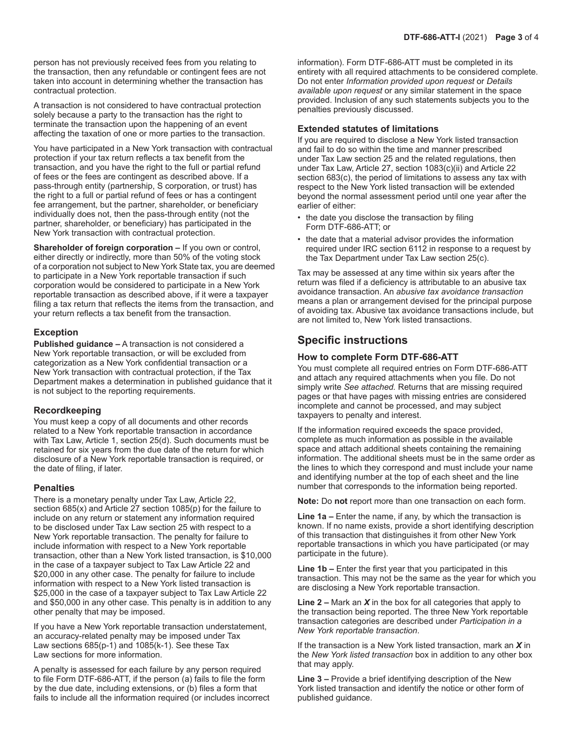person has not previously received fees from you relating to the transaction, then any refundable or contingent fees are not taken into account in determining whether the transaction has contractual protection.

A transaction is not considered to have contractual protection solely because a party to the transaction has the right to terminate the transaction upon the happening of an event affecting the taxation of one or more parties to the transaction.

You have participated in a New York transaction with contractual protection if your tax return reflects a tax benefit from the transaction, and you have the right to the full or partial refund of fees or the fees are contingent as described above. If a pass-through entity (partnership, S corporation, or trust) has the right to a full or partial refund of fees or has a contingent fee arrangement, but the partner, shareholder, or beneficiary individually does not, then the pass-through entity (not the partner, shareholder, or beneficiary) has participated in the New York transaction with contractual protection.

**Shareholder of foreign corporation –** If you own or control, either directly or indirectly, more than 50% of the voting stock of a corporation not subject to New York State tax, you are deemed to participate in a New York reportable transaction if such corporation would be considered to participate in a New York reportable transaction as described above, if it were a taxpayer filing a tax return that reflects the items from the transaction, and your return reflects a tax benefit from the transaction.

### Exception

**Published guidance –** A transaction is not considered a New York reportable transaction, or will be excluded from categorization as a New York confidential transaction or a New York transaction with contractual protection, if the Tax Department makes a determination in published guidance that it is not subject to the reporting requirements.

### Recordkeeping

You must keep a copy of all documents and other records related to a New York reportable transaction in accordance with Tax Law, Article 1, section 25(d). Such documents must be retained for six years from the due date of the return for which disclosure of a New York reportable transaction is required, or the date of filing, if later.

### Penalties

There is a monetary penalty under Tax Law, Article 22, section 685(x) and Article 27 section 1085(p) for the failure to include on any return or statement any information required to be disclosed under Tax Law section 25 with respect to a New York reportable transaction. The penalty for failure to include information with respect to a New York reportable transaction, other than a New York listed transaction, is $10,000 in the case of a taxpayer subject to Tax Law Article 22 and $20,000 in any other case. The penalty for failure to include information with respect to a New York listed transaction is $25,000 in the case of a taxpayer subject to Tax Law Article 22 and $50,000 in any other case. This penalty is in addition to any other penalty that may be imposed.

If you have a New York reportable transaction understatement, an accuracy-related penalty may be imposed under Tax Law sections 685(p-1) and 1085(k-1). See these Tax Law sections for more information.

A penalty is assessed for each failure by any person required to file Form DTF-686-ATT, if the person (a) fails to file the form by the due date, including extensions, or (b) files a form that fails to include all the information required (or includes incorrect information). Form DTF-686-ATT must be completed in its entirety with all required attachments to be considered complete. Do not enter *Information provided upon request* or *Details available upon request* or any similar statement in the space provided. Inclusion of any such statements subjects you to the penalties previously discussed.

### Extended statutes of limitations

If you are required to disclose a New York listed transaction and fail to do so within the time and manner prescribed under Tax Law section 25 and the related regulations, then under Tax Law, Article 27, section 1083(c)(ii) and Article 22 section 683(c), the period of limitations to assess any tax with respect to the New York listed transaction will be extended beyond the normal assessment period until one year after the earlier of either:

- the date you disclose the transaction by filing Form DTF-686-ATT; or
- the date that a material advisor provides the information required under IRC section 6112 in response to a request by the Tax Department under Tax Law section 25(c).

Tax may be assessed at any time within six years after the return was filed if a deficiency is attributable to an abusive tax avoidance transaction. An *abusive tax avoidance transaction* means a plan or arrangement devised for the principal purpose of avoiding tax. Abusive tax avoidance transactions include, but are not limited to, New York listed transactions.

## Specific instructions

### How to complete Form DTF-686-ATT

You must complete all required entries on Form DTF-686-ATT and attach any required attachments when you file. Do not simply write *See attached.* Returns that are missing required pages or that have pages with missing entries are considered incomplete and cannot be processed, and may subject taxpayers to penalty and interest.

If the information required exceeds the space provided, complete as much information as possible in the available space and attach additional sheets containing the remaining information. The additional sheets must be in the same order as the lines to which they correspond and must include your name and identifying number at the top of each sheet and the line number that corresponds to the information being reported.

**Note:** Do **not** report more than one transaction on each form.

**Line 1a –** Enter the name, if any, by which the transaction is known. If no name exists, provide a short identifying description of this transaction that distinguishes it from other New York reportable transactions in which you have participated (or may participate in the future).

**Line 1b –** Enter the first year that you participated in this transaction. This may not be the same as the year for which you are disclosing a New York reportable transaction.

**Line 2 –** Mark an ***X*** in the box for all categories that apply to the transaction being reported. The three New York reportable transaction categories are described under *Participation in a New York reportable transaction*.

If the transaction is a New York listed transaction, mark an ***X*** in the *New York listed transaction* box in addition to any other box that may apply.

**Line 3 –** Provide a brief identifying description of the New York listed transaction and identify the notice or other form of published guidance.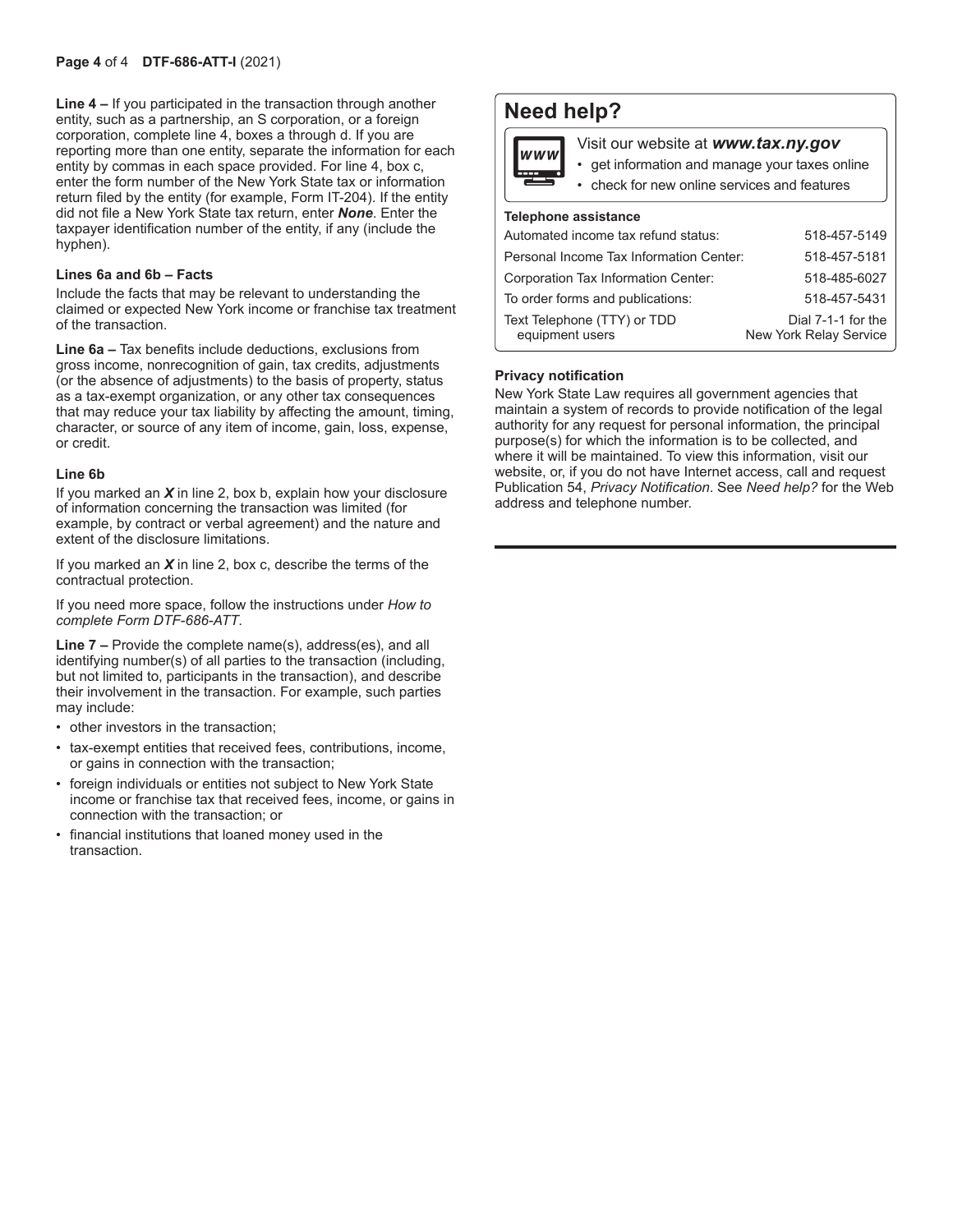**Line 4 –** If you participated in the transaction through another entity, such as a partnership, an S corporation, or a foreign corporation, complete line 4, boxes a through d. If you are reporting more than one entity, separate the information for each entity by commas in each space provided. For line 4, box c, enter the form number of the New York State tax or information return filed by the entity (for example, Form IT-204). If the entity did not file a New York State tax return, enter ***None***. Enter the taxpayer identification number of the entity, if any (include the hyphen).

**Lines 6a and 6b – Facts**

Include the facts that may be relevant to understanding the claimed or expected New York income or franchise tax treatment of the transaction.

**Line 6a –** Tax benefits include deductions, exclusions from gross income, nonrecognition of gain, tax credits, adjustments (or the absence of adjustments) to the basis of property, status as a tax-exempt organization, or any other tax consequences that may reduce your tax liability by affecting the amount, timing, character, or source of any item of income, gain, loss, expense, or credit.

**Line 6b**

If you marked an ***X*** in line 2, box b, explain how your disclosure of information concerning the transaction was limited (for example, by contract or verbal agreement) and the nature and extent of the disclosure limitations.

If you marked an ***X*** in line 2, box c, describe the terms of the contractual protection.

If you need more space, follow the instructions under *How to complete Form DTF-686-ATT*.

**Line 7 –** Provide the complete name(s), address(es), and all identifying number(s) of all parties to the transaction (including, but not limited to, participants in the transaction), and describe their involvement in the transaction. For example, such parties may include:

- other investors in the transaction;
- tax-exempt entities that received fees, contributions, income, or gains in connection with the transaction;
- foreign individuals or entities not subject to New York State income or franchise tax that received fees, income, or gains in connection with the transaction; or
- financial institutions that loaned money used in the transaction.

## Need help?

Visit our website at ***www.tax.ny.gov***

- get information and manage your taxes online
- check for new online services and features

**Telephone assistance**

| | |
|---|---|
| Automated income tax refund status: | 518-457-5149 |
| Personal Income Tax Information Center: | 518-457-5181 |
| Corporation Tax Information Center: | 518-485-6027 |
| To order forms and publications: | 518-457-5431 |
| Text Telephone (TTY) or TDD equipment users | Dial 7-1-1 for the New York Relay Service |

**Privacy notification**

New York State Law requires all government agencies that maintain a system of records to provide notification of the legal authority for any request for personal information, the principal purpose(s) for which the information is to be collected, and where it will be maintained. To view this information, visit our website, or, if you do not have Internet access, call and request Publication 54, *Privacy Notification*. See *Need help?* for the Web address and telephone number.